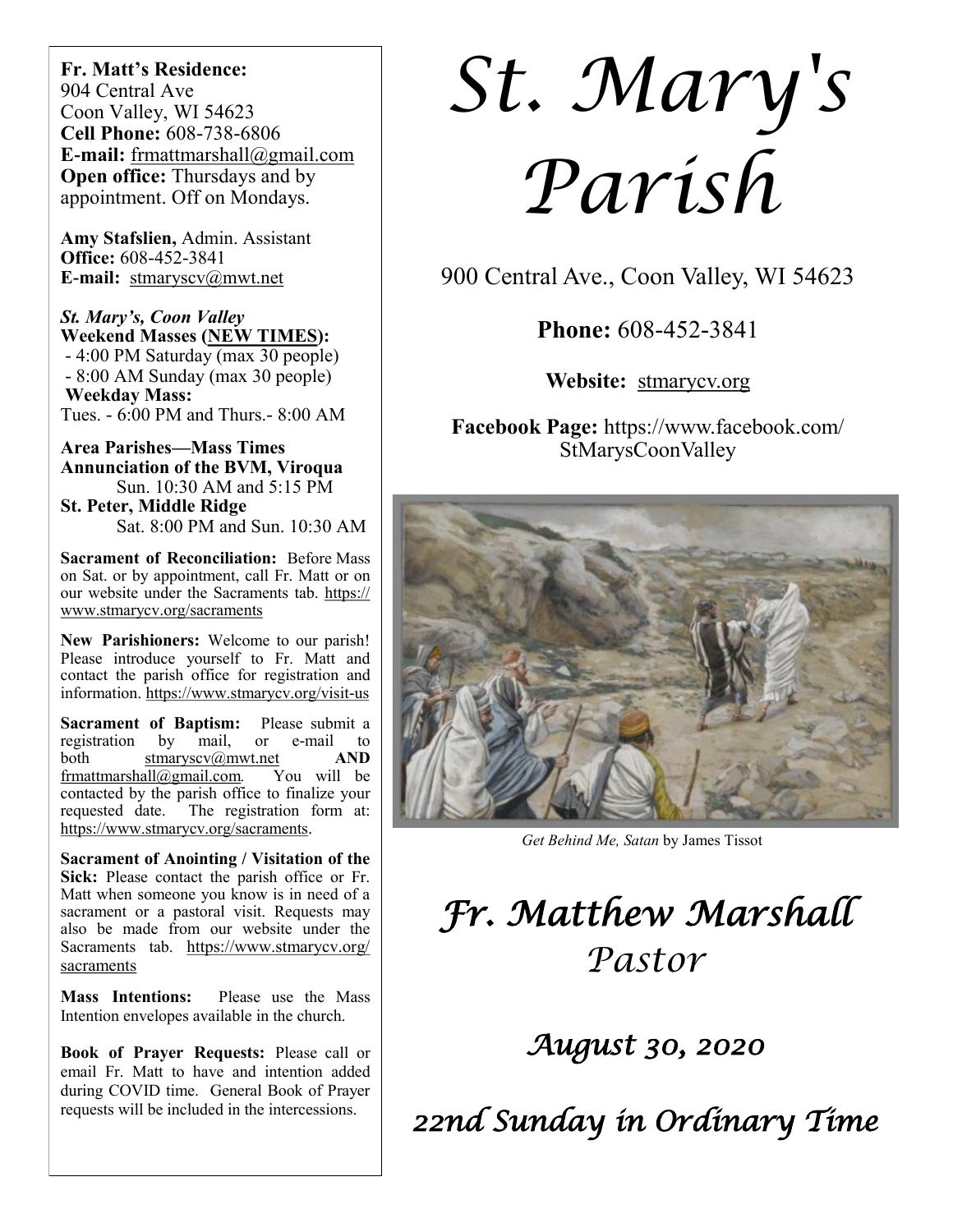**Fr. Matt's Residence:**
904 Central Ave
Coon Valley, WI 54623
**Cell Phone:** 608-738-6806
**E-mail:** frmattmarshall@gmail.com
**Open office:** Thursdays and by appointment. Off on Mondays.

**Amy Stafslien,** Admin. Assistant
**Office:** 608-452-3841
**E-mail:** stmaryscv@mwt.net

***St. Mary's, Coon Valley***
**Weekend Masses (NEW TIMES):**
- 4:00 PM Saturday (max 30 people)
- 8:00 AM Sunday (max 30 people)

**Weekday Mass:**
Tues. - 6:00 PM and Thurs.- 8:00 AM

**Area Parishes—Mass Times**
**Annunciation of the BVM, Viroqua**
Sun. 10:30 AM and 5:15 PM
**St. Peter, Middle Ridge**
Sat. 8:00 PM and Sun. 10:30 AM

**Sacrament of Reconciliation:** Before Mass on Sat. or by appointment, call Fr. Matt or on our website under the Sacraments tab. https://www.stmarycv.org/sacraments

**New Parishioners:** Welcome to our parish! Please introduce yourself to Fr. Matt and contact the parish office for registration and information. https://www.stmarycv.org/visit-us

**Sacrament of Baptism:** Please submit a registration by mail, or e-mail to both stmaryscv@mwt.net **AND** frmattmarshall@gmail.com. You will be contacted by the parish office to finalize your requested date. The registration form at: https://www.stmarycv.org/sacraments.

**Sacrament of Anointing / Visitation of the Sick:** Please contact the parish office or Fr. Matt when someone you know is in need of a sacrament or a pastoral visit. Requests may also be made from our website under the Sacraments tab. https://www.stmarycv.org/sacraments

**Mass Intentions:** Please use the Mass Intention envelopes available in the church.

**Book of Prayer Requests:** Please call or email Fr. Matt to have and intention added during COVID time. General Book of Prayer requests will be included in the intercessions.

# *St. Mary's Parish*

900 Central Ave., Coon Valley, WI 54623

**Phone:** 608-452-3841

**Website:** stmarycv.org

**Facebook Page:** https://www.facebook.com/StMarysCoonValley

*Get Behind Me, Satan* by James Tissot

## *Fr. Matthew Marshall*
*Pastor*

## *August 30, 2020*

## *22nd Sunday in Ordinary Time*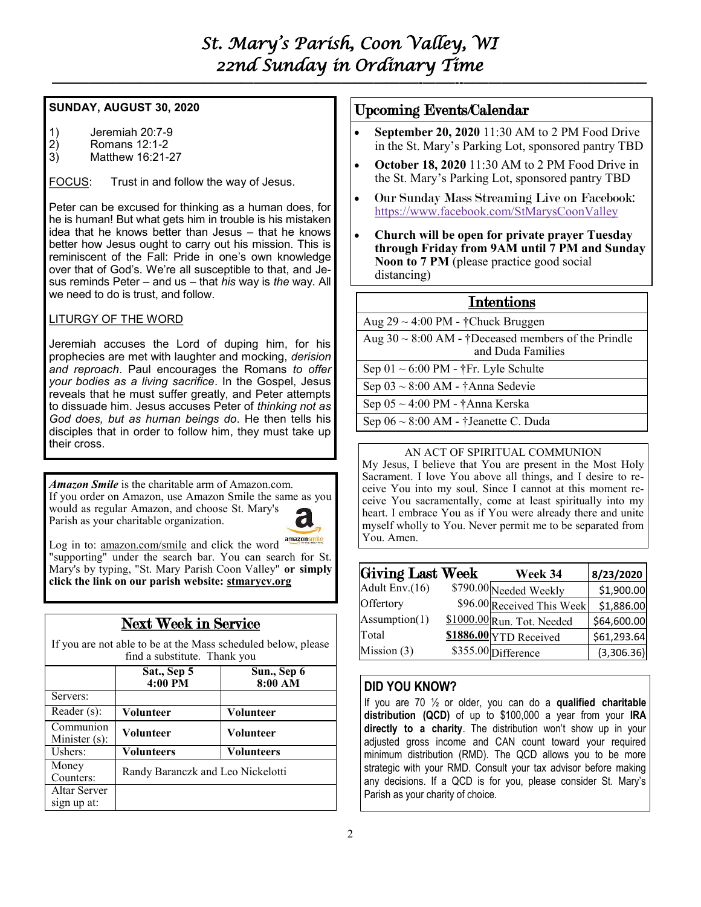# St. Mary's Parish, Coon Valley, WI
## 22nd Sunday in Ordinary Time

**SUNDAY, AUGUST 30, 2020**

1) Jeremiah 20:7-9
2) Romans 12:1-2
3) Matthew 16:21-27

FOCUS: Trust in and follow the way of Jesus.

Peter can be excused for thinking as a human does, for he is human! But what gets him in trouble is his mistaken idea that he knows better than Jesus – that he knows better how Jesus ought to carry out his mission. This is reminiscent of the Fall: Pride in one's own knowledge over that of God's. We're all susceptible to that, and Jesus reminds Peter – and us – that *his* way is *the* way. All we need to do is trust, and follow.

LITURGY OF THE WORD

Jeremiah accuses the Lord of duping him, for his prophecies are met with laughter and mocking, *derision and reproach*. Paul encourages the Romans *to offer your bodies as a living sacrifice*. In the Gospel, Jesus reveals that he must suffer greatly, and Peter attempts to dissuade him. Jesus accuses Peter of *thinking not as God does, but as human beings do*. He then tells his disciples that in order to follow him, they must take up their cross.

***Amazon Smile*** is the charitable arm of Amazon.com. If you order on Amazon, use Amazon Smile the same as you would as regular Amazon, and choose St. Mary's Parish as your charitable organization.

Log in to: amazon.com/smile and click the word "supporting" under the search bar. You can search for St. Mary's by typing, "St. Mary Parish Coon Valley" **or simply click the link on our parish website: stmarycv.org**

## Next Week in Service

If you are not able to be at the Mass scheduled below, please find a substitute. Thank you

| | Sat., Sep 5 4:00 PM | Sun., Sep 6 8:00 AM |
|---|---|---|
| Servers: | | |
| Reader (s): | **Volunteer** | **Volunteer** |
| Communion Minister (s): | **Volunteer** | **Volunteer** |
| Ushers: | **Volunteers** | **Volunteers** |
| Money Counters: | Randy Baranczk and Leo Nickelotti | |
| Altar Server sign up at: | | |

## Upcoming Events/Calendar

- **September 20, 2020** 11:30 AM to 2 PM Food Drive in the St. Mary's Parking Lot, sponsored pantry TBD
- **October 18, 2020** 11:30 AM to 2 PM Food Drive in the St. Mary's Parking Lot, sponsored pantry TBD
- Our Sunday Mass Streaming Live on Facebook: https://www.facebook.com/StMarysCoonValley
- **Church will be open for private prayer Tuesday through Friday from 9AM until 7 PM and Sunday Noon to 7 PM** (please practice good social distancing)

## Intentions

| |
|---|
| Aug 29 ~ 4:00 PM - †Chuck Bruggen |
| Aug 30 ~ 8:00 AM - †Deceased members of the Prindle and Duda Families |
| Sep 01 ~ 6:00 PM - †Fr. Lyle Schulte |
| Sep 03 ~ 8:00 AM - †Anna Sedevie |
| Sep 05 ~ 4:00 PM - †Anna Kerska |
| Sep 06 ~ 8:00 AM - †Jeanette C. Duda |

AN ACT OF SPIRITUAL COMMUNION

My Jesus, I believe that You are present in the Most Holy Sacrament. I love You above all things, and I desire to receive You into my soul. Since I cannot at this moment receive You sacramentally, come at least spiritually into my heart. I embrace You as if You were already there and unite myself wholly to You. Never permit me to be separated from You. Amen.

| Giving Last Week | | Week 34 | 8/23/2020 |
|---|---|---|---|
| Adult Env.(16) | $790.00 | Needed Weekly | $1,900.00 |
| Offertory | $96.00 | Received This Week | $1,886.00 |
| Assumption(1) | $1000.00 | Run. Tot. Needed | $64,600.00 |
| Total | **$1886.00** | YTD Received | $61,293.64 |
| Mission (3) | $355.00 | Difference | (3,306.36) |

### DID YOU KNOW?

If you are 70 ½ or older, you can do a **qualified charitable distribution (QCD)** of up to $100,000 a year from your **IRA directly to a charity**. The distribution won't show up in your adjusted gross income and CAN count toward your required minimum distribution (RMD). The QCD allows you to be more strategic with your RMD. Consult your tax advisor before making any decisions. If a QCD is for you, please consider St. Mary's Parish as your charity of choice.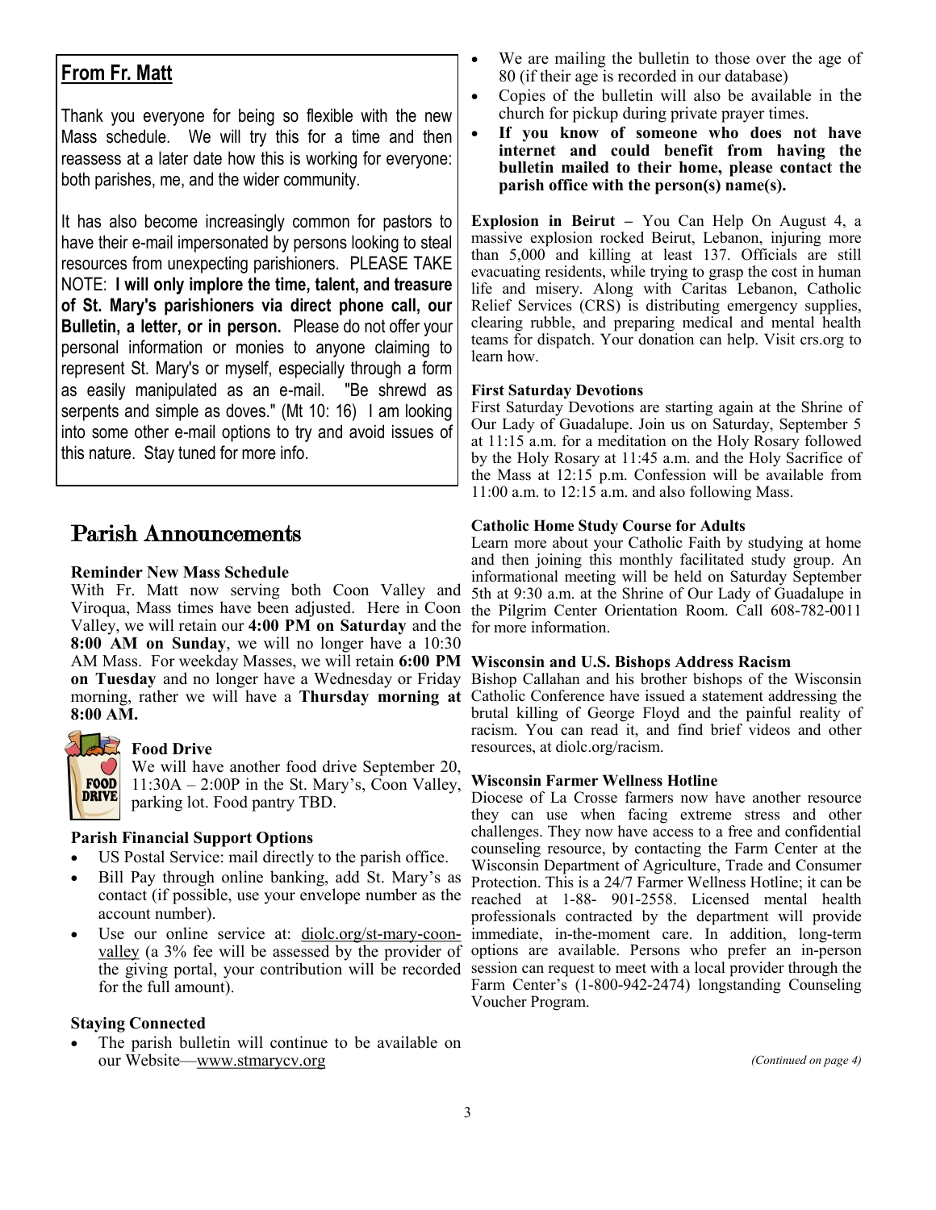## From Fr. Matt

Thank you everyone for being so flexible with the new Mass schedule. We will try this for a time and then reassess at a later date how this is working for everyone: both parishes, me, and the wider community.

It has also become increasingly common for pastors to have their e-mail impersonated by persons looking to steal resources from unexpecting parishioners. PLEASE TAKE NOTE: **I will only implore the time, talent, and treasure of St. Mary's parishioners via direct phone call, our Bulletin, a letter, or in person.** Please do not offer your personal information or monies to anyone claiming to represent St. Mary's or myself, especially through a form as easily manipulated as an e-mail. "Be shrewd as serpents and simple as doves." (Mt 10: 16) I am looking into some other e-mail options to try and avoid issues of this nature. Stay tuned for more info.

# Parish Announcements

**Reminder New Mass Schedule**

With Fr. Matt now serving both Coon Valley and Viroqua, Mass times have been adjusted. Here in Coon Valley, we will retain our **4:00 PM on Saturday** and the **8:00 AM on Sunday**, we will no longer have a 10:30 AM Mass. For weekday Masses, we will retain **6:00 PM on Tuesday** and no longer have a Wednesday or Friday morning, rather we will have a **Thursday morning at 8:00 AM.**

**Food Drive**

We will have another food drive September 20, 11:30A – 2:00P in the St. Mary's, Coon Valley, parking lot. Food pantry TBD.

**Parish Financial Support Options**

- US Postal Service: mail directly to the parish office.
- Bill Pay through online banking, add St. Mary's as contact (if possible, use your envelope number as the account number).
- Use our online service at: diolc.org/st-mary-coon-valley (a 3% fee will be assessed by the provider of the giving portal, your contribution will be recorded for the full amount).

**Staying Connected**

- The parish bulletin will continue to be available on our Website—www.stmarycv.org
- We are mailing the bulletin to those over the age of 80 (if their age is recorded in our database)
- Copies of the bulletin will also be available in the church for pickup during private prayer times.
- **If you know of someone who does not have internet and could benefit from having the bulletin mailed to their home, please contact the parish office with the person(s) name(s).**

**Explosion in Beirut –** You Can Help On August 4, a massive explosion rocked Beirut, Lebanon, injuring more than 5,000 and killing at least 137. Officials are still evacuating residents, while trying to grasp the cost in human life and misery. Along with Caritas Lebanon, Catholic Relief Services (CRS) is distributing emergency supplies, clearing rubble, and preparing medical and mental health teams for dispatch. Your donation can help. Visit crs.org to learn how.

**First Saturday Devotions**

First Saturday Devotions are starting again at the Shrine of Our Lady of Guadalupe. Join us on Saturday, September 5 at 11:15 a.m. for a meditation on the Holy Rosary followed by the Holy Rosary at 11:45 a.m. and the Holy Sacrifice of the Mass at 12:15 p.m. Confession will be available from 11:00 a.m. to 12:15 a.m. and also following Mass.

**Catholic Home Study Course for Adults**

Learn more about your Catholic Faith by studying at home and then joining this monthly facilitated study group. An informational meeting will be held on Saturday September 5th at 9:30 a.m. at the Shrine of Our Lady of Guadalupe in the Pilgrim Center Orientation Room. Call 608-782-0011 for more information.

**Wisconsin and U.S. Bishops Address Racism**

Bishop Callahan and his brother bishops of the Wisconsin Catholic Conference have issued a statement addressing the brutal killing of George Floyd and the painful reality of racism. You can read it, and find brief videos and other resources, at diolc.org/racism.

**Wisconsin Farmer Wellness Hotline**

Diocese of La Crosse farmers now have another resource they can use when facing extreme stress and other challenges. They now have access to a free and confidential counseling resource, by contacting the Farm Center at the Wisconsin Department of Agriculture, Trade and Consumer Protection. This is a 24/7 Farmer Wellness Hotline; it can be reached at 1-88- 901-2558. Licensed mental health professionals contracted by the department will provide immediate, in-the-moment care. In addition, long-term options are available. Persons who prefer an in-person session can request to meet with a local provider through the Farm Center's (1-800-942-2474) longstanding Counseling Voucher Program.

*(Continued on page 4)*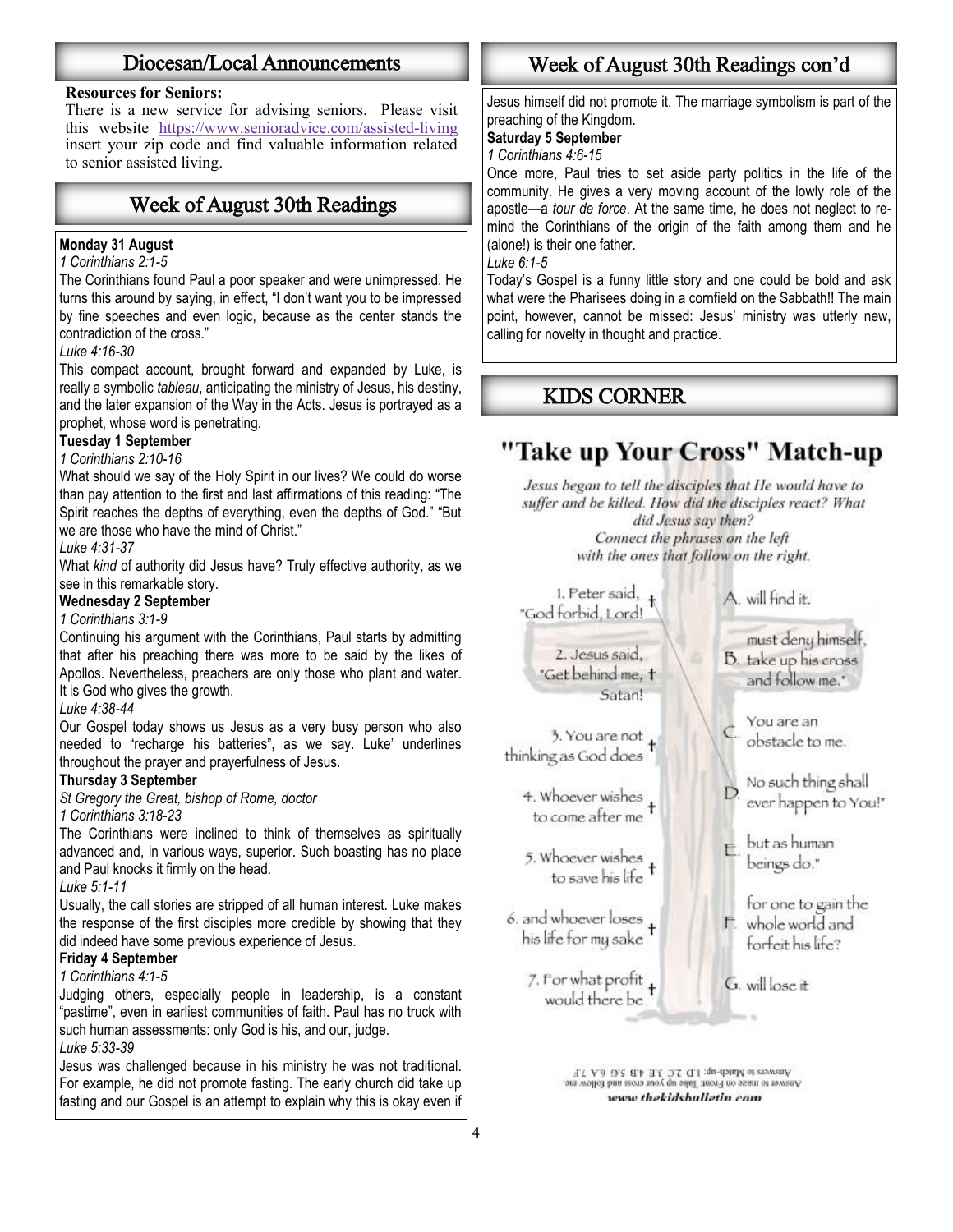## Diocesan/Local Announcements

**Resources for Seniors:**
There is a new service for advising seniors. Please visit this website https://www.senioradvice.com/assisted-living insert your zip code and find valuable information related to senior assisted living.

## Week of August 30th Readings

**Monday 31 August**
*1 Corinthians 2:1-5*
The Corinthians found Paul a poor speaker and were unimpressed. He turns this around by saying, in effect, "I don't want you to be impressed by fine speeches and even logic, because as the center stands the contradiction of the cross."
*Luke 4:16-30*
This compact account, brought forward and expanded by Luke, is really a symbolic *tableau*, anticipating the ministry of Jesus, his destiny, and the later expansion of the Way in the Acts. Jesus is portrayed as a prophet, whose word is penetrating.

**Tuesday 1 September**
*1 Corinthians 2:10-16*
What should we say of the Holy Spirit in our lives? We could do worse than pay attention to the first and last affirmations of this reading: "The Spirit reaches the depths of everything, even the depths of God." "But we are those who have the mind of Christ."
*Luke 4:31-37*
What *kind* of authority did Jesus have? Truly effective authority, as we see in this remarkable story.

**Wednesday 2 September**
*1 Corinthians 3:1-9*
Continuing his argument with the Corinthians, Paul starts by admitting that after his preaching there was more to be said by the likes of Apollos. Nevertheless, preachers are only those who plant and water. It is God who gives the growth.
*Luke 4:38-44*
Our Gospel today shows us Jesus as a very busy person who also needed to "recharge his batteries", as we say. Luke' underlines throughout the prayer and prayerfulness of Jesus.

**Thursday 3 September**
*St Gregory the Great, bishop of Rome, doctor*
*1 Corinthians 3:18-23*
The Corinthians were inclined to think of themselves as spiritually advanced and, in various ways, superior. Such boasting has no place and Paul knocks it firmly on the head.
*Luke 5:1-11*
Usually, the call stories are stripped of all human interest. Luke makes the response of the first disciples more credible by showing that they did indeed have some previous experience of Jesus.

**Friday 4 September**
*1 Corinthians 4:1-5*
Judging others, especially people in leadership, is a constant "pastime", even in earliest communities of faith. Paul has no truck with such human assessments: only God is his, and our, judge.
*Luke 5:33-39*
Jesus was challenged because in his ministry he was not traditional. For example, he did not promote fasting. The early church did take up fasting and our Gospel is an attempt to explain why this is okay even if

## Week of August 30th Readings con'd

Jesus himself did not promote it. The marriage symbolism is part of the preaching of the Kingdom.

**Saturday 5 September**
*1 Corinthians 4:6-15*
Once more, Paul tries to set aside party politics in the life of the community. He gives a very moving account of the lowly role of the apostle—a *tour de force*. At the same time, he does not neglect to remind the Corinthians of the origin of the faith among them and he (alone!) is their one father.
*Luke 6:1-5*
Today's Gospel is a funny little story and one could be bold and ask what were the Pharisees doing in a cornfield on the Sabbath!! The main point, however, cannot be missed: Jesus' ministry was utterly new, calling for novelty in thought and practice.

## KIDS CORNER

# "Take up Your Cross" Match-up

*Jesus began to tell the disciples that He would have to suffer and be killed. How did the disciples react? What did Jesus say then?*
*Connect the phrases on the left with the ones that follow on the right.*

1. Peter said, "God forbid, Lord!
2. Jesus said, "Get behind me, Satan!
3. You are not thinking as God does
4. Whoever wishes to come after me
5. Whoever wishes to save his life
6. and whoever loses his life for my sake
7. For what profit would there be

A. will find it.
B. must deny himself, take up his cross and follow me."
C. You are an obstacle to me.
D. No such thing shall ever happen to You!"
E. but as human beings do."
F. for one to gain the whole world and forfeit his life?
G. will lose it

Answers to Match-up: 1D 2C 3E 4B 5G 6A 7F
Answer to maze on Front: Take up your cross and follow me.

www.thekidsbulletin.com